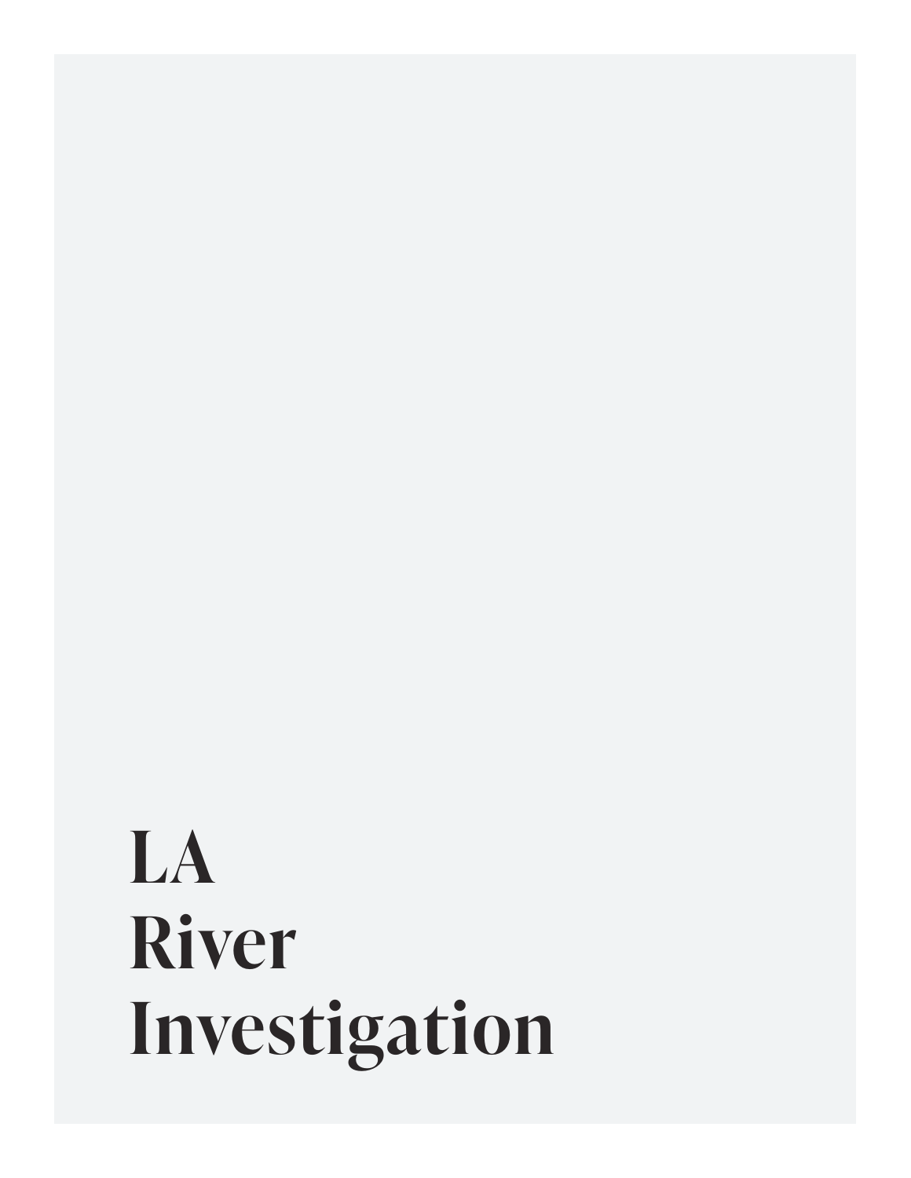# LA River Investigation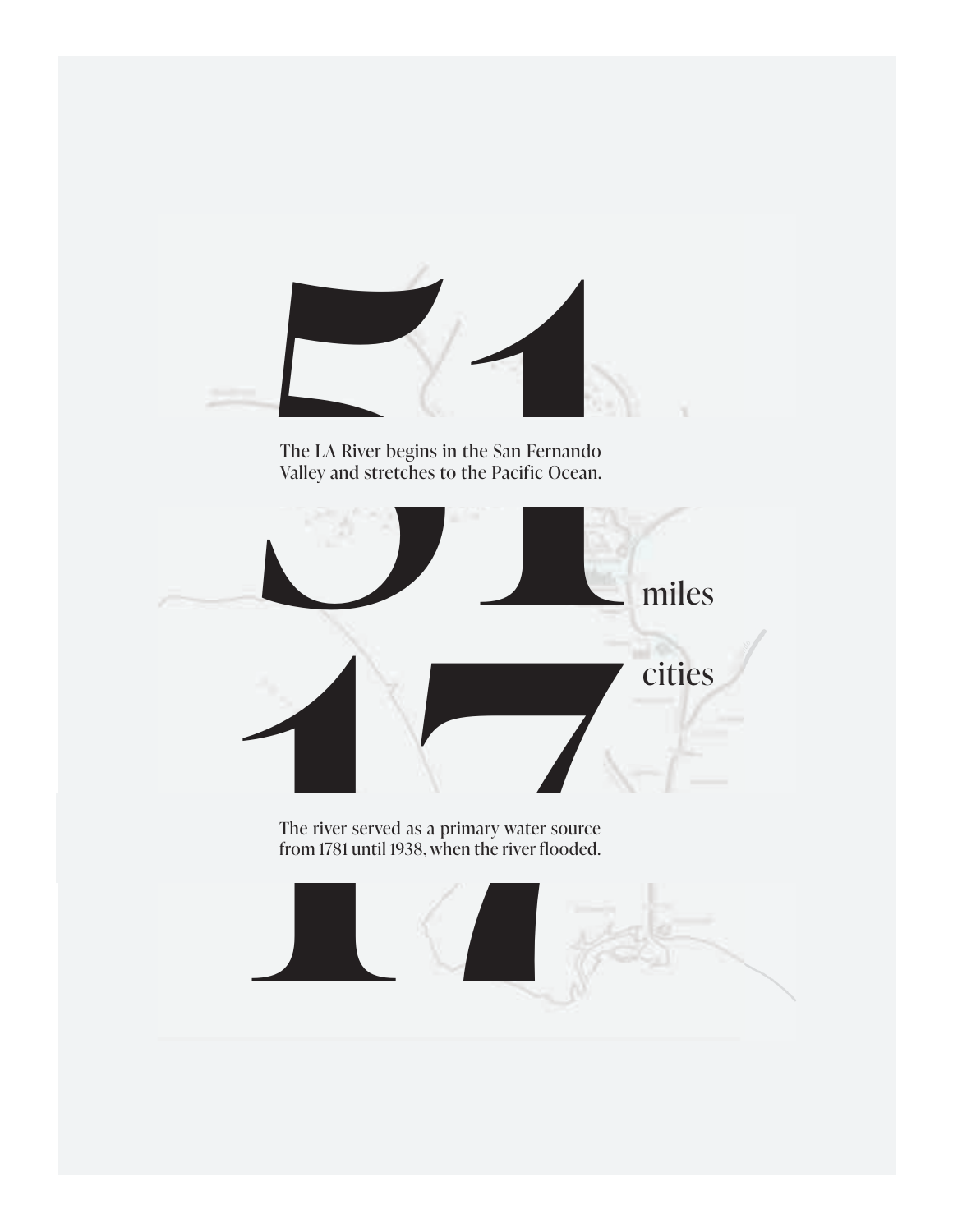# 51 miles

The LA River begins in the San Fernando Valley and stretches to the Pacific Ocean.

# 17 cities

The river served as a primary water source from 1781 until 1938, when the river flooded.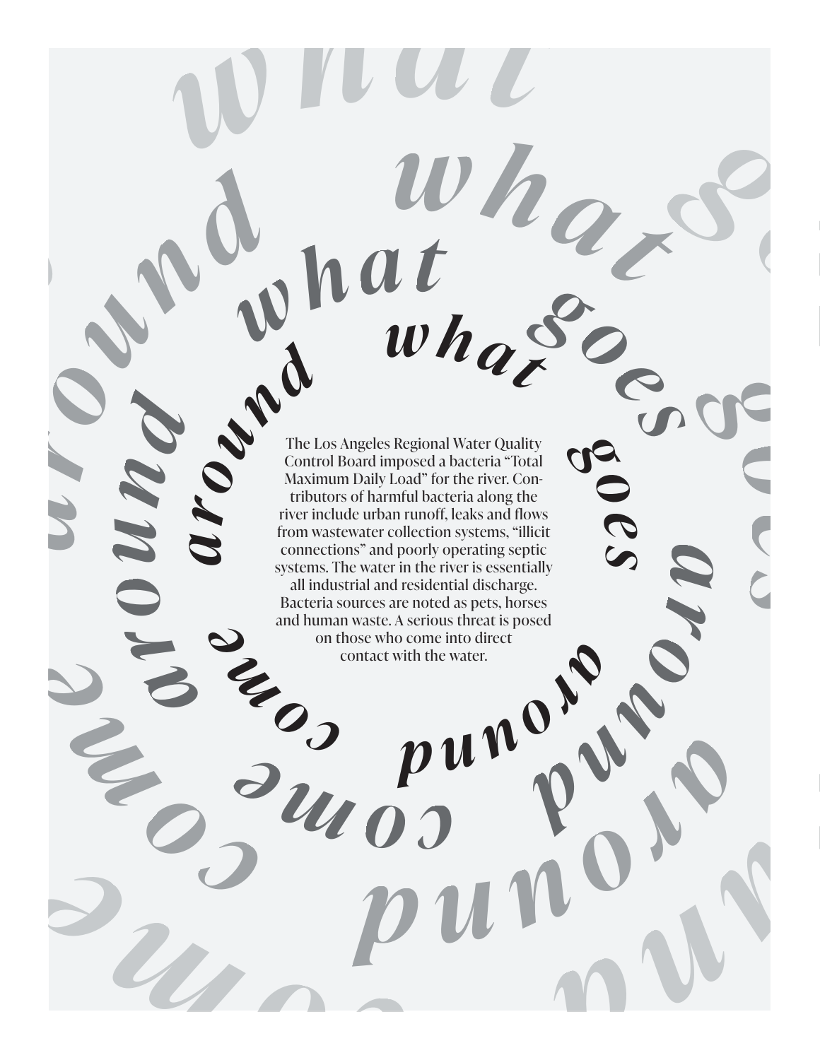what goes around come around

The Los Angeles Regional Water Quality Control Board imposed a bacteria "Total Maximum Daily Load" for the river. Contributors of harmful bacteria along the river include urban runoff, leaks and flows from wastewater collection systems, "illicit connections" and poorly operating septic systems. The water in the river is essentially all industrial and residential discharge. Bacteria sources are noted as pets, horses and human waste. A serious threat is posed on those who come into direct contact with the water.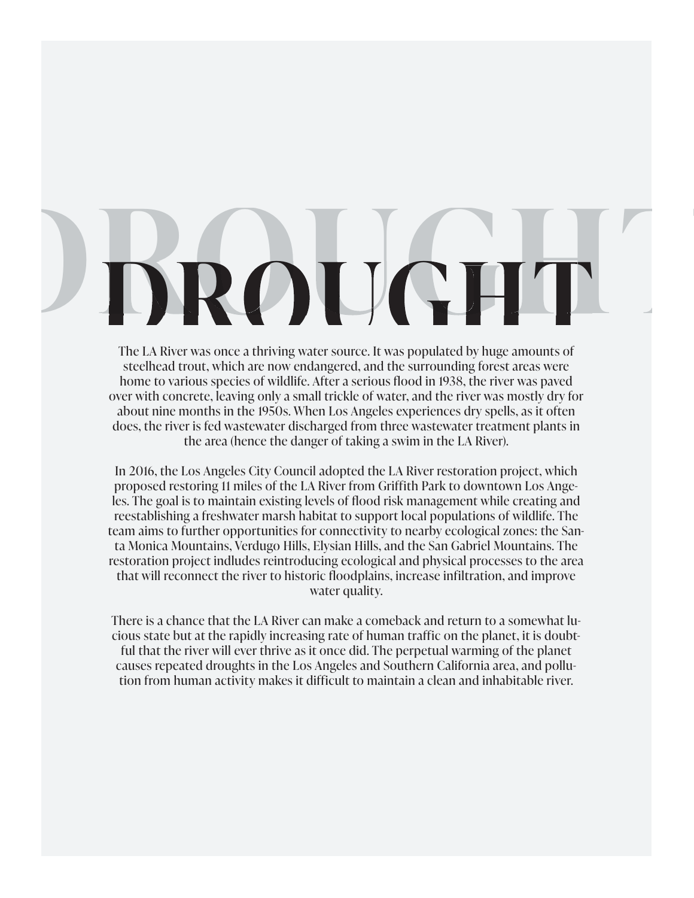# DROUGHT

The LA River was once a thriving water source. It was populated by huge amounts of steelhead trout, which are now endangered, and the surrounding forest areas were home to various species of wildlife. After a serious flood in 1938, the river was paved over with concrete, leaving only a small trickle of water, and the river was mostly dry for about nine months in the 1950s. When Los Angeles experiences dry spells, as it often does, the river is fed wastewater discharged from three wastewater treatment plants in the area (hence the danger of taking a swim in the LA River).

In 2016, the Los Angeles City Council adopted the LA River restoration project, which proposed restoring 11 miles of the LA River from Griffith Park to downtown Los Angeles. The goal is to maintain existing levels of flood risk management while creating and reestablishing a freshwater marsh habitat to support local populations of wildlife. The team aims to further opportunities for connectivity to nearby ecological zones: the Santa Monica Mountains, Verdugo Hills, Elysian Hills, and the San Gabriel Mountains. The restoration project indludes reintroducing ecological and physical processes to the area that will reconnect the river to historic floodplains, increase infiltration, and improve water quality.

There is a chance that the LA River can make a comeback and return to a somewhat lucious state but at the rapidly increasing rate of human traffic on the planet, it is doubtful that the river will ever thrive as it once did. The perpetual warming of the planet causes repeated droughts in the Los Angeles and Southern California area, and pollution from human activity makes it difficult to maintain a clean and inhabitable river.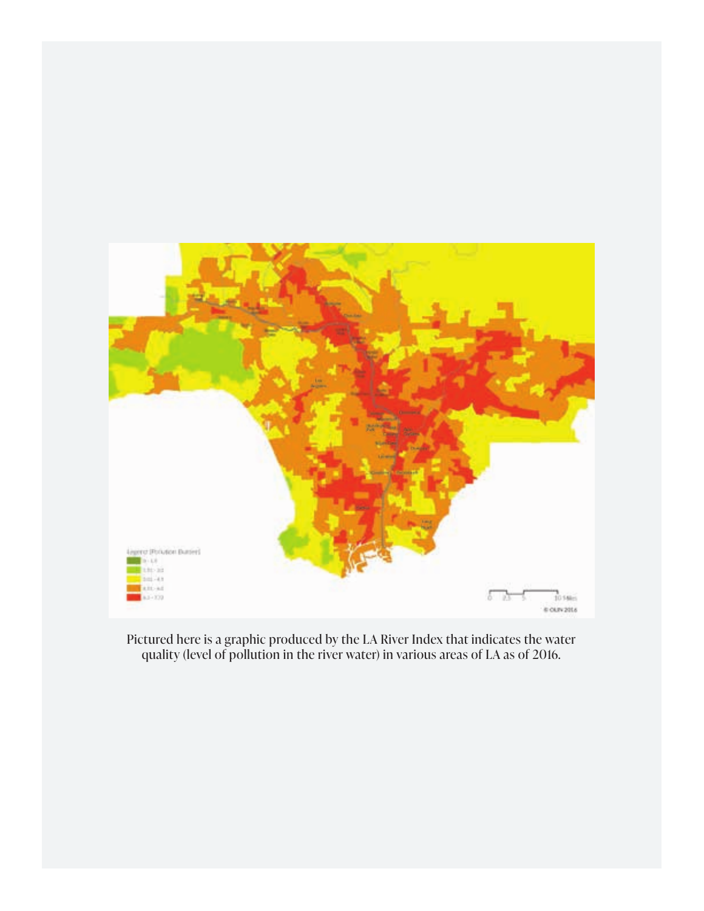Pictured here is a graphic produced by the LA River Index that indicates the water quality (level of pollution in the river water) in various areas of LA as of 2016.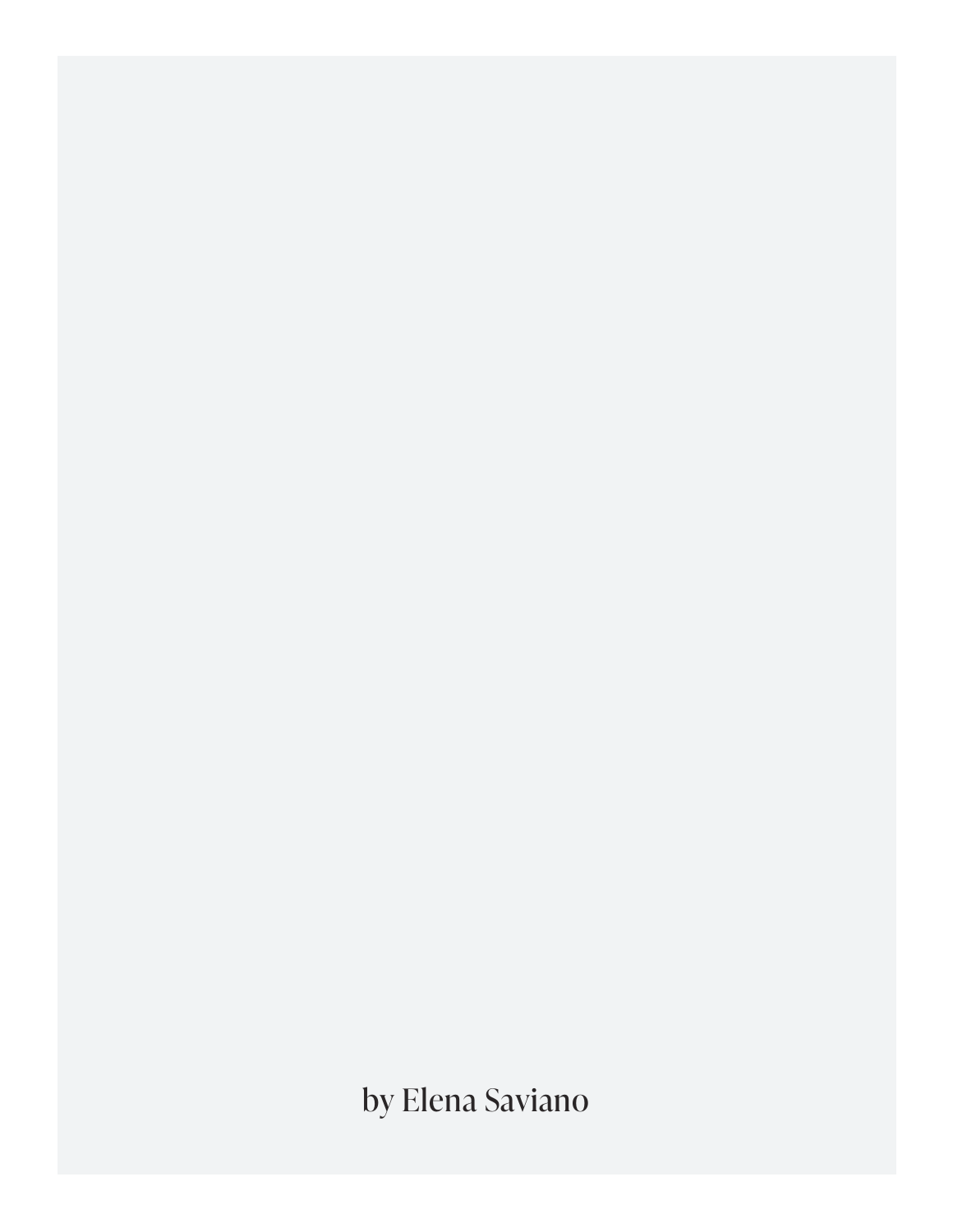by Elena Saviano